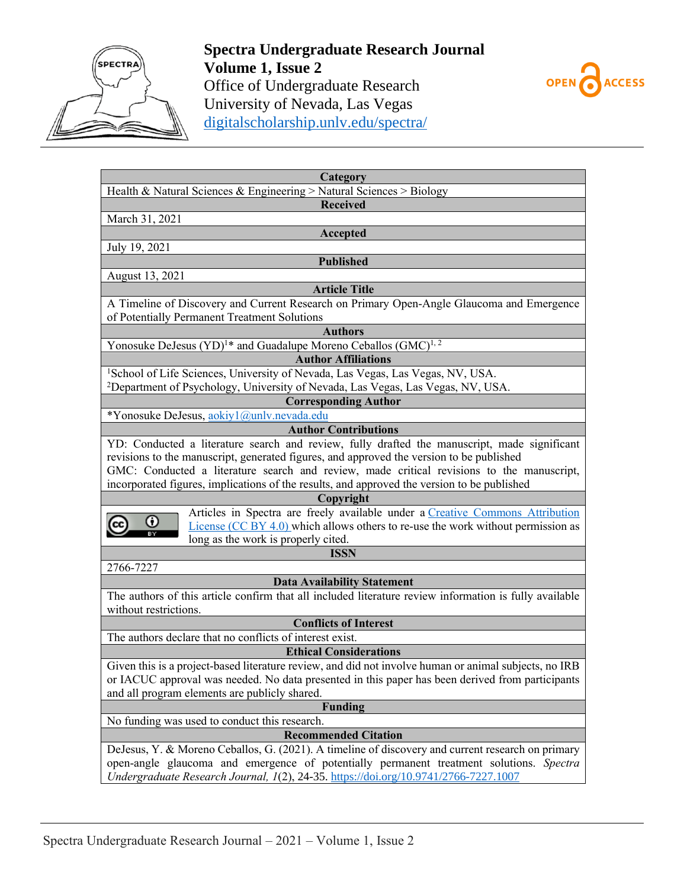**Spectra Undergraduate Research Journal**
**Volume 1, Issue 2**
Office of Undergraduate Research
University of Nevada, Las Vegas
digitalscholarship.unlv.edu/spectra/

| **Category** |
| --- |
| Health & Natural Sciences & Engineering > Natural Sciences > Biology |
| **Received** |
| March 31, 2021 |
| **Accepted** |
| July 19, 2021 |
| **Published** |
| August 13, 2021 |
| **Article Title** |
| A Timeline of Discovery and Current Research on Primary Open-Angle Glaucoma and Emergence of Potentially Permanent Treatment Solutions |
| **Authors** |
| Yonosuke DeJesus (YD)[1]* and Guadalupe Moreno Ceballos (GMC)[1, 2] |
| **Author Affiliations** |
| [1]School of Life Sciences, University of Nevada, Las Vegas, Las Vegas, NV, USA. [2]Department of Psychology, University of Nevada, Las Vegas, Las Vegas, NV, USA. |
| **Corresponding Author** |
| *Yonosuke DeJesus, aokiy1@unlv.nevada.edu |
| **Author Contributions** |
| YD: Conducted a literature search and review, fully drafted the manuscript, made significant revisions to the manuscript, generated figures, and approved the version to be published. GMC: Conducted a literature search and review, made critical revisions to the manuscript, incorporated figures, implications of the results, and approved the version to be published |
| **Copyright** |
| Articles in Spectra are freely available under a Creative Commons Attribution License (CC BY 4.0) which allows others to re-use the work without permission as long as the work is properly cited. |
| **ISSN** |
| 2766-7227 |
| **Data Availability Statement** |
| The authors of this article confirm that all included literature review information is fully available without restrictions. |
| **Conflicts of Interest** |
| The authors declare that no conflicts of interest exist. |
| **Ethical Considerations** |
| Given this is a project-based literature review, and did not involve human or animal subjects, no IRB or IACUC approval was needed. No data presented in this paper has been derived from participants and all program elements are publicly shared. |
| **Funding** |
| No funding was used to conduct this research. |
| **Recommended Citation** |
| DeJesus, Y. & Moreno Ceballos, G. (2021). A timeline of discovery and current research on primary open-angle glaucoma and emergence of potentially permanent treatment solutions. *Spectra Undergraduate Research Journal, 1*(2), 24-35. https://doi.org/10.9741/2766-7227.1007 |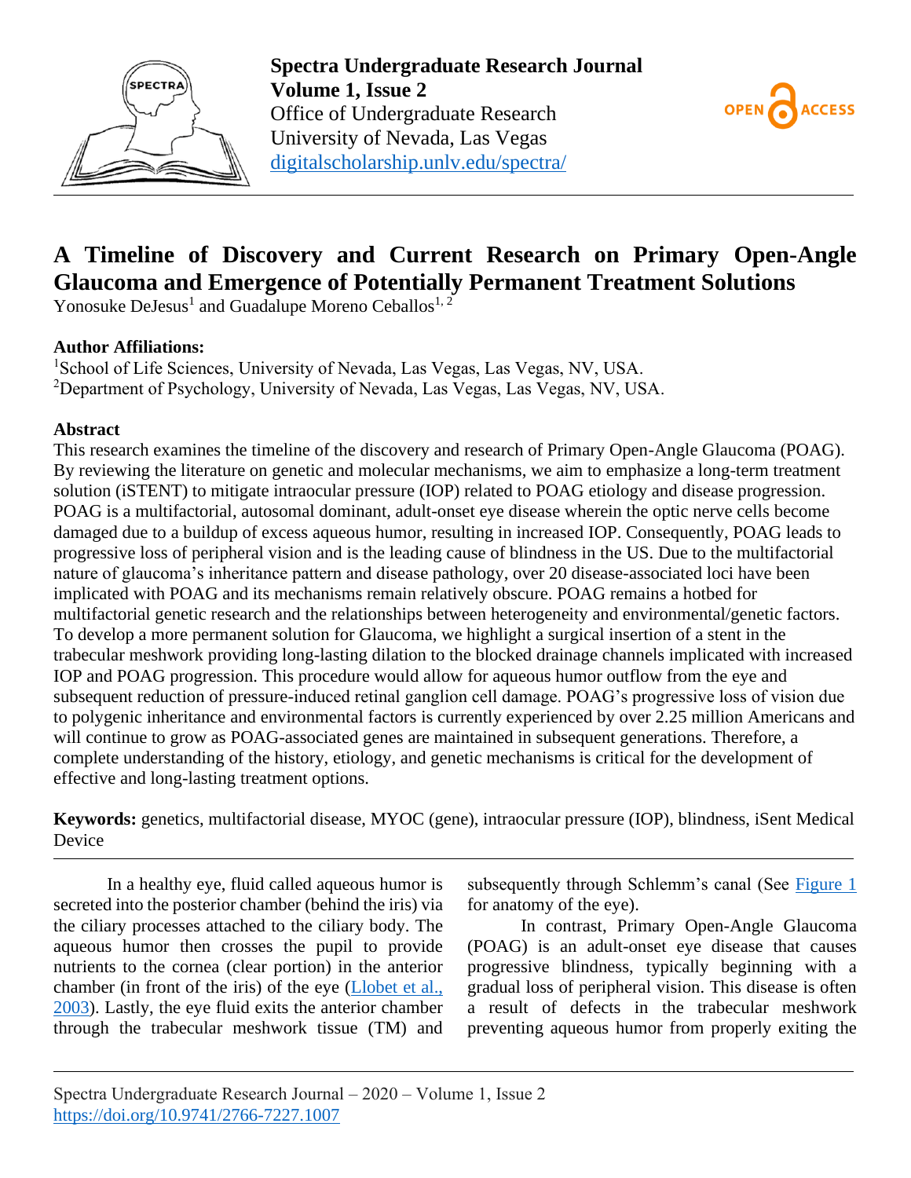# A Timeline of Discovery and Current Research on Primary Open-Angle Glaucoma and Emergence of Potentially Permanent Treatment Solutions

Yonosuke DeJesus[1] and Guadalupe Moreno Ceballos[1, 2]

**Author Affiliations:**

[1]School of Life Sciences, University of Nevada, Las Vegas, Las Vegas, NV, USA.
[2]Department of Psychology, University of Nevada, Las Vegas, Las Vegas, NV, USA.

**Abstract**

This research examines the timeline of the discovery and research of Primary Open-Angle Glaucoma (POAG). By reviewing the literature on genetic and molecular mechanisms, we aim to emphasize a long-term treatment solution (iSTENT) to mitigate intraocular pressure (IOP) related to POAG etiology and disease progression. POAG is a multifactorial, autosomal dominant, adult-onset eye disease wherein the optic nerve cells become damaged due to a buildup of excess aqueous humor, resulting in increased IOP. Consequently, POAG leads to progressive loss of peripheral vision and is the leading cause of blindness in the US. Due to the multifactorial nature of glaucoma's inheritance pattern and disease pathology, over 20 disease-associated loci have been implicated with POAG and its mechanisms remain relatively obscure. POAG remains a hotbed for multifactorial genetic research and the relationships between heterogeneity and environmental/genetic factors. To develop a more permanent solution for Glaucoma, we highlight a surgical insertion of a stent in the trabecular meshwork providing long-lasting dilation to the blocked drainage channels implicated with increased IOP and POAG progression. This procedure would allow for aqueous humor outflow from the eye and subsequent reduction of pressure-induced retinal ganglion cell damage. POAG's progressive loss of vision due to polygenic inheritance and environmental factors is currently experienced by over 2.25 million Americans and will continue to grow as POAG-associated genes are maintained in subsequent generations. Therefore, a complete understanding of the history, etiology, and genetic mechanisms is critical for the development of effective and long-lasting treatment options.

**Keywords:** genetics, multifactorial disease, MYOC (gene), intraocular pressure (IOP), blindness, iSent Medical Device

---

In a healthy eye, fluid called aqueous humor is secreted into the posterior chamber (behind the iris) via the ciliary processes attached to the ciliary body. The aqueous humor then crosses the pupil to provide nutrients to the cornea (clear portion) in the anterior chamber (in front of the iris) of the eye (Llobet et al., 2003). Lastly, the eye fluid exits the anterior chamber through the trabecular meshwork tissue (TM) and subsequently through Schlemm's canal (See Figure 1 for anatomy of the eye).

In contrast, Primary Open-Angle Glaucoma (POAG) is an adult-onset eye disease that causes progressive blindness, typically beginning with a gradual loss of peripheral vision. This disease is often a result of defects in the trabecular meshwork preventing aqueous humor from properly exiting the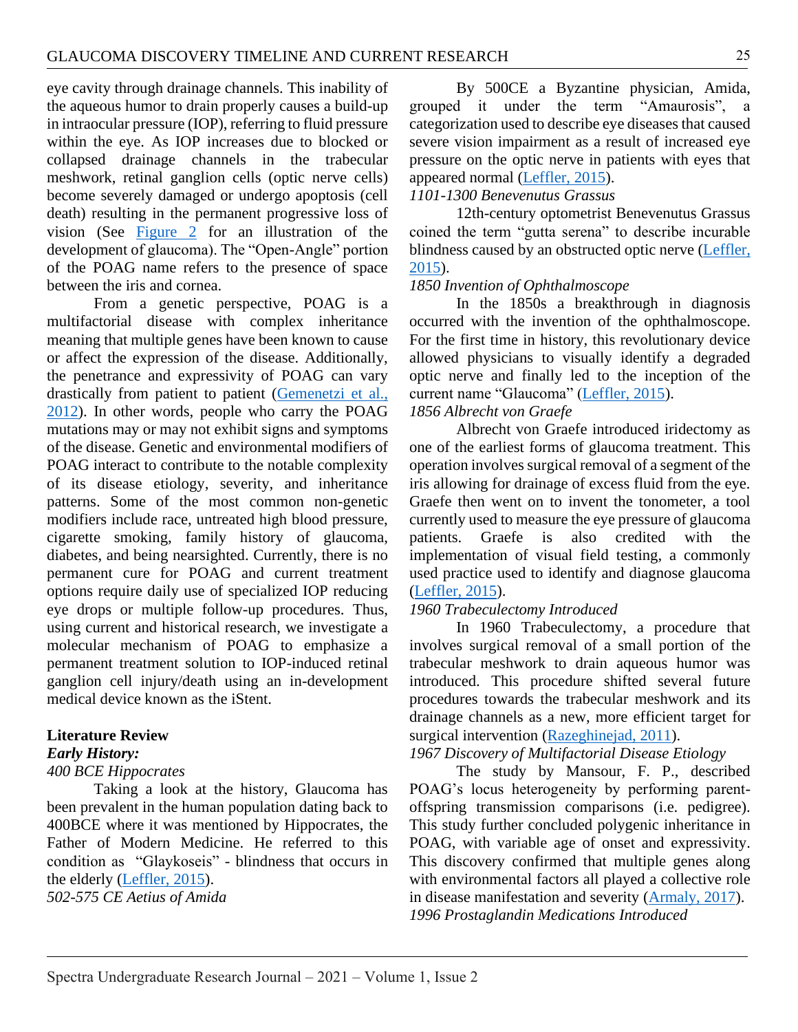eye cavity through drainage channels. This inability of the aqueous humor to drain properly causes a build-up in intraocular pressure (IOP), referring to fluid pressure within the eye. As IOP increases due to blocked or collapsed drainage channels in the trabecular meshwork, retinal ganglion cells (optic nerve cells) become severely damaged or undergo apoptosis (cell death) resulting in the permanent progressive loss of vision (See Figure 2 for an illustration of the development of glaucoma). The "Open-Angle" portion of the POAG name refers to the presence of space between the iris and cornea.

From a genetic perspective, POAG is a multifactorial disease with complex inheritance meaning that multiple genes have been known to cause or affect the expression of the disease. Additionally, the penetrance and expressivity of POAG can vary drastically from patient to patient (Gemenetzi et al., 2012). In other words, people who carry the POAG mutations may or may not exhibit signs and symptoms of the disease. Genetic and environmental modifiers of POAG interact to contribute to the notable complexity of its disease etiology, severity, and inheritance patterns. Some of the most common non-genetic modifiers include race, untreated high blood pressure, cigarette smoking, family history of glaucoma, diabetes, and being nearsighted. Currently, there is no permanent cure for POAG and current treatment options require daily use of specialized IOP reducing eye drops or multiple follow-up procedures. Thus, using current and historical research, we investigate a molecular mechanism of POAG to emphasize a permanent treatment solution to IOP-induced retinal ganglion cell injury/death using an in-development medical device known as the iStent.

## Literature Review

### *Early History:*

*400 BCE Hippocrates*

Taking a look at the history, Glaucoma has been prevalent in the human population dating back to 400BCE where it was mentioned by Hippocrates, the Father of Modern Medicine. He referred to this condition as "Glaykoseis" - blindness that occurs in the elderly (Leffler, 2015).

*502-575 CE Aetius of Amida*

By 500CE a Byzantine physician, Amida, grouped it under the term "Amaurosis", a categorization used to describe eye diseases that caused severe vision impairment as a result of increased eye pressure on the optic nerve in patients with eyes that appeared normal (Leffler, 2015).

*1101-1300 Benevenutus Grassus*

12th-century optometrist Benevenutus Grassus coined the term "gutta serena" to describe incurable blindness caused by an obstructed optic nerve (Leffler, 2015).

*1850 Invention of Ophthalmoscope*

In the 1850s a breakthrough in diagnosis occurred with the invention of the ophthalmoscope. For the first time in history, this revolutionary device allowed physicians to visually identify a degraded optic nerve and finally led to the inception of the current name "Glaucoma" (Leffler, 2015).

*1856 Albrecht von Graefe*

Albrecht von Graefe introduced iridectomy as one of the earliest forms of glaucoma treatment. This operation involves surgical removal of a segment of the iris allowing for drainage of excess fluid from the eye. Graefe then went on to invent the tonometer, a tool currently used to measure the eye pressure of glaucoma patients. Graefe is also credited with the implementation of visual field testing, a commonly used practice used to identify and diagnose glaucoma (Leffler, 2015).

*1960 Trabeculectomy Introduced*

In 1960 Trabeculectomy, a procedure that involves surgical removal of a small portion of the trabecular meshwork to drain aqueous humor was introduced. This procedure shifted several future procedures towards the trabecular meshwork and its drainage channels as a new, more efficient target for surgical intervention (Razeghinejad, 2011).

*1967 Discovery of Multifactorial Disease Etiology*

The study by Mansour, F. P., described POAG's locus heterogeneity by performing parent-offspring transmission comparisons (i.e. pedigree). This study further concluded polygenic inheritance in POAG, with variable age of onset and expressivity. This discovery confirmed that multiple genes along with environmental factors all played a collective role in disease manifestation and severity (Armaly, 2017).

*1996 Prostaglandin Medications Introduced*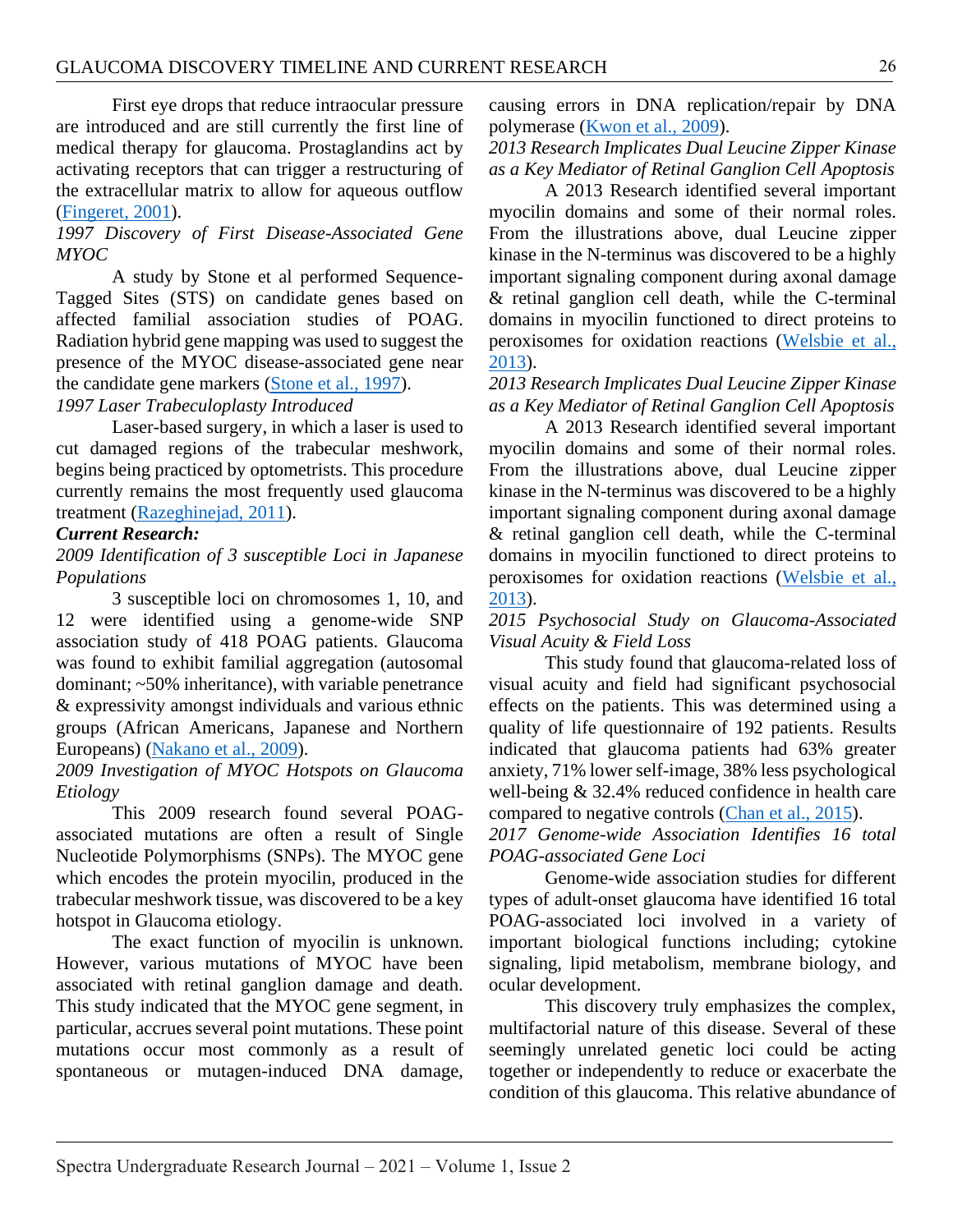First eye drops that reduce intraocular pressure are introduced and are still currently the first line of medical therapy for glaucoma. Prostaglandins act by activating receptors that can trigger a restructuring of the extracellular matrix to allow for aqueous outflow (Fingeret, 2001).

*1997 Discovery of First Disease-Associated Gene MYOC*

A study by Stone et al performed Sequence-Tagged Sites (STS) on candidate genes based on affected familial association studies of POAG. Radiation hybrid gene mapping was used to suggest the presence of the MYOC disease-associated gene near the candidate gene markers (Stone et al., 1997).

*1997 Laser Trabeculoplasty Introduced*

Laser-based surgery, in which a laser is used to cut damaged regions of the trabecular meshwork, begins being practiced by optometrists. This procedure currently remains the most frequently used glaucoma treatment (Razeghinejad, 2011).

***Current Research:***

*2009 Identification of 3 susceptible Loci in Japanese Populations*

3 susceptible loci on chromosomes 1, 10, and 12 were identified using a genome-wide SNP association study of 418 POAG patients. Glaucoma was found to exhibit familial aggregation (autosomal dominant; ~50% inheritance), with variable penetrance & expressivity amongst individuals and various ethnic groups (African Americans, Japanese and Northern Europeans) (Nakano et al., 2009).

*2009 Investigation of MYOC Hotspots on Glaucoma Etiology*

This 2009 research found several POAG-associated mutations are often a result of Single Nucleotide Polymorphisms (SNPs). The MYOC gene which encodes the protein myocilin, produced in the trabecular meshwork tissue, was discovered to be a key hotspot in Glaucoma etiology.

The exact function of myocilin is unknown. However, various mutations of MYOC have been associated with retinal ganglion damage and death. This study indicated that the MYOC gene segment, in particular, accrues several point mutations. These point mutations occur most commonly as a result of spontaneous or mutagen-induced DNA damage, causing errors in DNA replication/repair by DNA polymerase (Kwon et al., 2009).

*2013 Research Implicates Dual Leucine Zipper Kinase as a Key Mediator of Retinal Ganglion Cell Apoptosis*

A 2013 Research identified several important myocilin domains and some of their normal roles. From the illustrations above, dual Leucine zipper kinase in the N-terminus was discovered to be a highly important signaling component during axonal damage & retinal ganglion cell death, while the C-terminal domains in myocilin functioned to direct proteins to peroxisomes for oxidation reactions (Welsbie et al., 2013).

*2013 Research Implicates Dual Leucine Zipper Kinase as a Key Mediator of Retinal Ganglion Cell Apoptosis*

A 2013 Research identified several important myocilin domains and some of their normal roles. From the illustrations above, dual Leucine zipper kinase in the N-terminus was discovered to be a highly important signaling component during axonal damage & retinal ganglion cell death, while the C-terminal domains in myocilin functioned to direct proteins to peroxisomes for oxidation reactions (Welsbie et al., 2013).

*2015 Psychosocial Study on Glaucoma-Associated Visual Acuity & Field Loss*

This study found that glaucoma-related loss of visual acuity and field had significant psychosocial effects on the patients. This was determined using a quality of life questionnaire of 192 patients. Results indicated that glaucoma patients had 63% greater anxiety, 71% lower self-image, 38% less psychological well-being & 32.4% reduced confidence in health care compared to negative controls (Chan et al., 2015).

*2017 Genome-wide Association Identifies 16 total POAG-associated Gene Loci*

Genome-wide association studies for different types of adult-onset glaucoma have identified 16 total POAG-associated loci involved in a variety of important biological functions including; cytokine signaling, lipid metabolism, membrane biology, and ocular development.

This discovery truly emphasizes the complex, multifactorial nature of this disease. Several of these seemingly unrelated genetic loci could be acting together or independently to reduce or exacerbate the condition of this glaucoma. This relative abundance of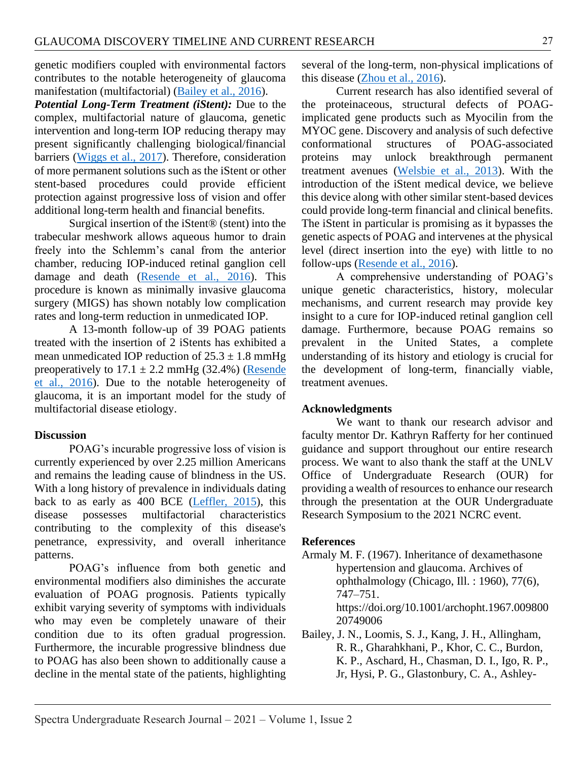genetic modifiers coupled with environmental factors contributes to the notable heterogeneity of glaucoma manifestation (multifactorial) (Bailey et al., 2016).

***Potential Long-Term Treatment (iStent):*** Due to the complex, multifactorial nature of glaucoma, genetic intervention and long-term IOP reducing therapy may present significantly challenging biological/financial barriers (Wiggs et al., 2017). Therefore, consideration of more permanent solutions such as the iStent or other stent-based procedures could provide efficient protection against progressive loss of vision and offer additional long-term health and financial benefits.

Surgical insertion of the iStent® (stent) into the trabecular meshwork allows aqueous humor to drain freely into the Schlemm's canal from the anterior chamber, reducing IOP-induced retinal ganglion cell damage and death (Resende et al., 2016). This procedure is known as minimally invasive glaucoma surgery (MIGS) has shown notably low complication rates and long-term reduction in unmedicated IOP.

A 13-month follow-up of 39 POAG patients treated with the insertion of 2 iStents has exhibited a mean unmedicated IOP reduction of $25.3 \pm 1.8$ mmHg preoperatively to $17.1 \pm 2.2$ mmHg (32.4%) (Resende et al., 2016). Due to the notable heterogeneity of glaucoma, it is an important model for the study of multifactorial disease etiology.

## Discussion

POAG's incurable progressive loss of vision is currently experienced by over 2.25 million Americans and remains the leading cause of blindness in the US. With a long history of prevalence in individuals dating back to as early as 400 BCE (Leffler, 2015), this disease possesses multifactorial characteristics contributing to the complexity of this disease's penetrance, expressivity, and overall inheritance patterns.

POAG's influence from both genetic and environmental modifiers also diminishes the accurate evaluation of POAG prognosis. Patients typically exhibit varying severity of symptoms with individuals who may even be completely unaware of their condition due to its often gradual progression. Furthermore, the incurable progressive blindness due to POAG has also been shown to additionally cause a decline in the mental state of the patients, highlighting several of the long-term, non-physical implications of this disease (Zhou et al., 2016).

Current research has also identified several of the proteinaceous, structural defects of POAG-implicated gene products such as Myocilin from the MYOC gene. Discovery and analysis of such defective conformational structures of POAG-associated proteins may unlock breakthrough permanent treatment avenues (Welsbie et al., 2013). With the introduction of the iStent medical device, we believe this device along with other similar stent-based devices could provide long-term financial and clinical benefits. The iStent in particular is promising as it bypasses the genetic aspects of POAG and intervenes at the physical level (direct insertion into the eye) with little to no follow-ups (Resende et al., 2016).

A comprehensive understanding of POAG's unique genetic characteristics, history, molecular mechanisms, and current research may provide key insight to a cure for IOP-induced retinal ganglion cell damage. Furthermore, because POAG remains so prevalent in the United States, a complete understanding of its history and etiology is crucial for the development of long-term, financially viable, treatment avenues.

## Acknowledgments

We want to thank our research advisor and faculty mentor Dr. Kathryn Rafferty for her continued guidance and support throughout our entire research process. We want to also thank the staff at the UNLV Office of Undergraduate Research (OUR) for providing a wealth of resources to enhance our research through the presentation at the OUR Undergraduate Research Symposium to the 2021 NCRC event.

## References

Armaly M. F. (1967). Inheritance of dexamethasone hypertension and glaucoma. Archives of ophthalmology (Chicago, Ill. : 1960), 77(6), 747–751. https://doi.org/10.1001/archopht.1967.00980020749006

Bailey, J. N., Loomis, S. J., Kang, J. H., Allingham, R. R., Gharahkhani, P., Khor, C. C., Burdon, K. P., Aschard, H., Chasman, D. I., Igo, R. P., Jr, Hysi, P. G., Glastonbury, C. A., Ashley-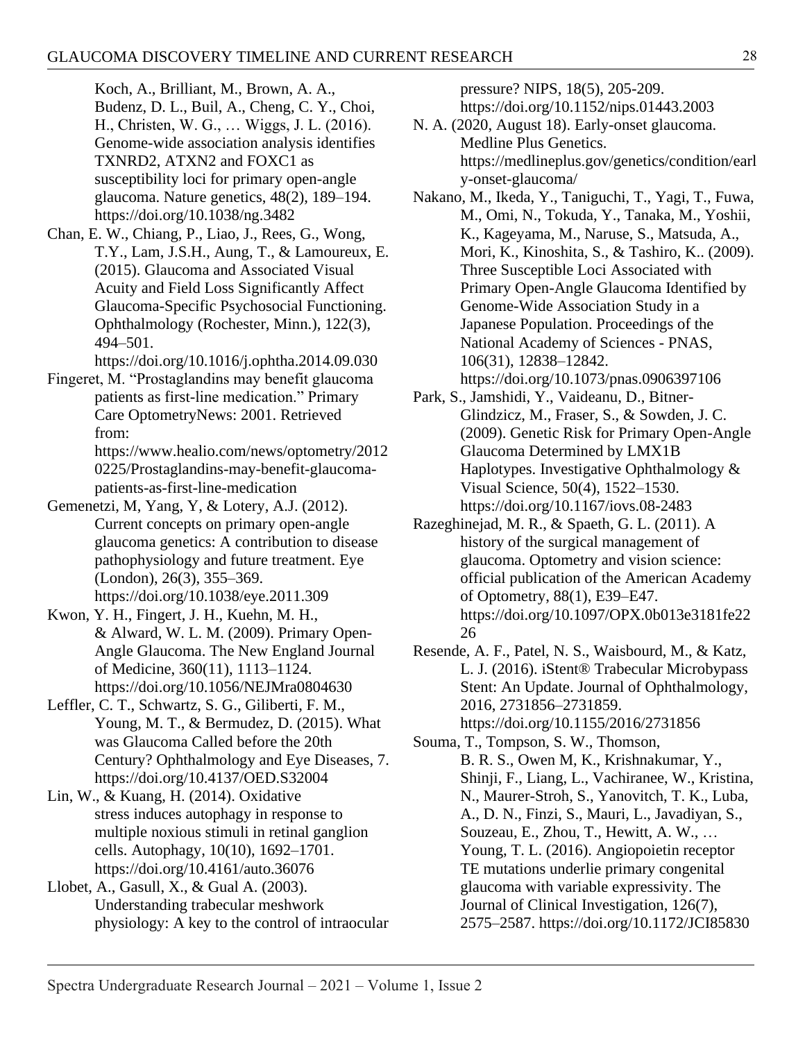Koch, A., Brilliant, M., Brown, A. A., Budenz, D. L., Buil, A., Cheng, C. Y., Choi, H., Christen, W. G., … Wiggs, J. L. (2016). Genome-wide association analysis identifies TXNRD2, ATXN2 and FOXC1 as susceptibility loci for primary open-angle glaucoma. Nature genetics, 48(2), 189–194. https://doi.org/10.1038/ng.3482

Chan, E. W., Chiang, P., Liao, J., Rees, G., Wong, T.Y., Lam, J.S.H., Aung, T., & Lamoureux, E. (2015). Glaucoma and Associated Visual Acuity and Field Loss Significantly Affect Glaucoma-Specific Psychosocial Functioning. Ophthalmology (Rochester, Minn.), 122(3), 494–501. https://doi.org/10.1016/j.ophtha.2014.09.030

Fingeret, M. "Prostaglandins may benefit glaucoma patients as first-line medication." Primary Care OptometryNews: 2001. Retrieved from: https://www.healio.com/news/optometry/20120225/Prostaglandins-may-benefit-glaucoma-patients-as-first-line-medication

Gemenetzi, M, Yang, Y, & Lotery, A.J. (2012). Current concepts on primary open-angle glaucoma genetics: A contribution to disease pathophysiology and future treatment. Eye (London), 26(3), 355–369. https://doi.org/10.1038/eye.2011.309

Kwon, Y. H., Fingert, J. H., Kuehn, M. H., & Alward, W. L. M. (2009). Primary Open-Angle Glaucoma. The New England Journal of Medicine, 360(11), 1113–1124. https://doi.org/10.1056/NEJMra0804630

Leffler, C. T., Schwartz, S. G., Giliberti, F. M., Young, M. T., & Bermudez, D. (2015). What was Glaucoma Called before the 20th Century? Ophthalmology and Eye Diseases, 7. https://doi.org/10.4137/OED.S32004

Lin, W., & Kuang, H. (2014). Oxidative stress induces autophagy in response to multiple noxious stimuli in retinal ganglion cells. Autophagy, 10(10), 1692–1701. https://doi.org/10.4161/auto.36076

Llobet, A., Gasull, X., & Gual A. (2003). Understanding trabecular meshwork physiology: A key to the control of intraocular pressure? NIPS, 18(5), 205-209. https://doi.org/10.1152/nips.01443.2003

N. A. (2020, August 18). Early-onset glaucoma. Medline Plus Genetics. https://medlineplus.gov/genetics/condition/early-onset-glaucoma/

Nakano, M., Ikeda, Y., Taniguchi, T., Yagi, T., Fuwa, M., Omi, N., Tokuda, Y., Tanaka, M., Yoshii, K., Kageyama, M., Naruse, S., Matsuda, A., Mori, K., Kinoshita, S., & Tashiro, K.. (2009). Three Susceptible Loci Associated with Primary Open-Angle Glaucoma Identified by Genome-Wide Association Study in a Japanese Population. Proceedings of the National Academy of Sciences - PNAS, 106(31), 12838–12842. https://doi.org/10.1073/pnas.0906397106

Park, S., Jamshidi, Y., Vaideanu, D., Bitner-Glindzicz, M., Fraser, S., & Sowden, J. C. (2009). Genetic Risk for Primary Open-Angle Glaucoma Determined by LMX1B Haplotypes. Investigative Ophthalmology & Visual Science, 50(4), 1522–1530. https://doi.org/10.1167/iovs.08-2483

Razeghinejad, M. R., & Spaeth, G. L. (2011). A history of the surgical management of glaucoma. Optometry and vision science: official publication of the American Academy of Optometry, 88(1), E39–E47. https://doi.org/10.1097/OPX.0b013e3181fe2226

Resende, A. F., Patel, N. S., Waisbourd, M., & Katz, L. J. (2016). iStent® Trabecular Microbypass Stent: An Update. Journal of Ophthalmology, 2016, 2731856–2731859. https://doi.org/10.1155/2016/2731856

Souma, T., Tompson, S. W., Thomson, B. R. S., Owen M, K., Krishnakumar, Y., Shinji, F., Liang, L., Vachiranee, W., Kristina, N., Maurer-Stroh, S., Yanovitch, T. K., Luba, A., D. N., Finzi, S., Mauri, L., Javadiyan, S., Souzeau, E., Zhou, T., Hewitt, A. W., … Young, T. L. (2016). Angiopoietin receptor TE mutations underlie primary congenital glaucoma with variable expressivity. The Journal of Clinical Investigation, 126(7), 2575–2587. https://doi.org/10.1172/JCI85830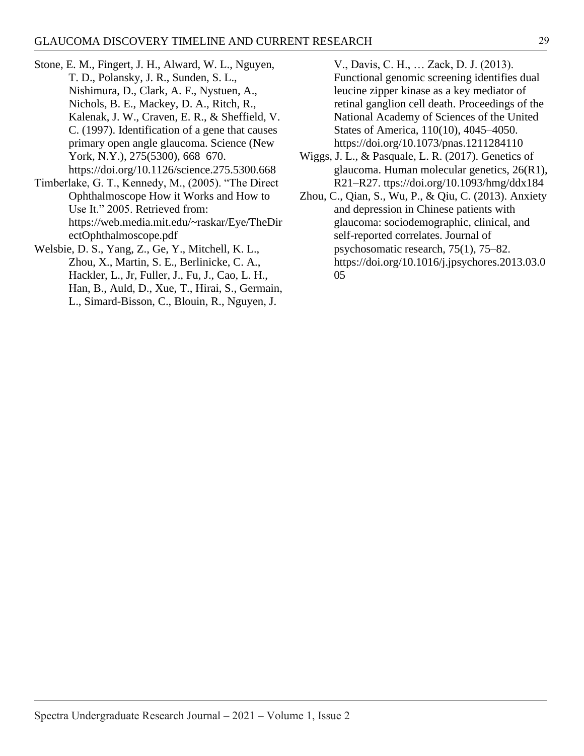Stone, E. M., Fingert, J. H., Alward, W. L., Nguyen, T. D., Polansky, J. R., Sunden, S. L., Nishimura, D., Clark, A. F., Nystuen, A., Nichols, B. E., Mackey, D. A., Ritch, R., Kalenak, J. W., Craven, E. R., & Sheffield, V. C. (1997). Identification of a gene that causes primary open angle glaucoma. Science (New York, N.Y.), 275(5300), 668–670. https://doi.org/10.1126/science.275.5300.668

Timberlake, G. T., Kennedy, M., (2005). "The Direct Ophthalmoscope How it Works and How to Use It." 2005. Retrieved from: https://web.media.mit.edu/~raskar/Eye/TheDirectOphthalmoscope.pdf

Welsbie, D. S., Yang, Z., Ge, Y., Mitchell, K. L., Zhou, X., Martin, S. E., Berlinicke, C. A., Hackler, L., Jr, Fuller, J., Fu, J., Cao, L. H., Han, B., Auld, D., Xue, T., Hirai, S., Germain, L., Simard-Bisson, C., Blouin, R., Nguyen, J. V., Davis, C. H., … Zack, D. J. (2013). Functional genomic screening identifies dual leucine zipper kinase as a key mediator of retinal ganglion cell death. Proceedings of the National Academy of Sciences of the United States of America, 110(10), 4045–4050. https://doi.org/10.1073/pnas.1211284110

Wiggs, J. L., & Pasquale, L. R. (2017). Genetics of glaucoma. Human molecular genetics, 26(R1), R21–R27. ttps://doi.org/10.1093/hmg/ddx184

Zhou, C., Qian, S., Wu, P., & Qiu, C. (2013). Anxiety and depression in Chinese patients with glaucoma: sociodemographic, clinical, and self-reported correlates. Journal of psychosomatic research, 75(1), 75–82. https://doi.org/10.1016/j.jpsychores.2013.03.005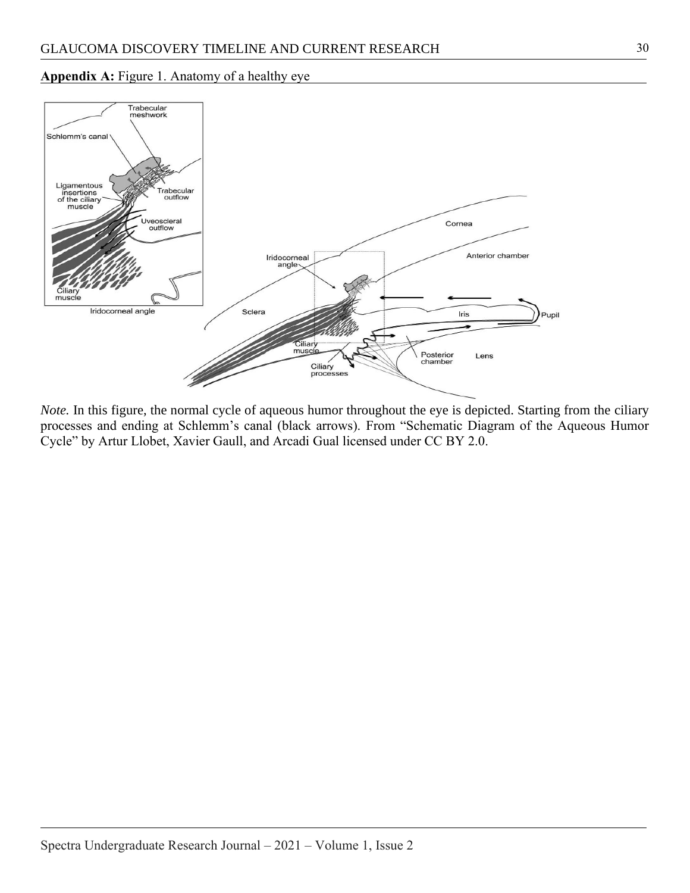**Appendix A:** Figure 1. Anatomy of a healthy eye

*Note.* In this figure, the normal cycle of aqueous humor throughout the eye is depicted. Starting from the ciliary processes and ending at Schlemm's canal (black arrows). From "Schematic Diagram of the Aqueous Humor Cycle" by Artur Llobet, Xavier Gaull, and Arcadi Gual licensed under CC BY 2.0.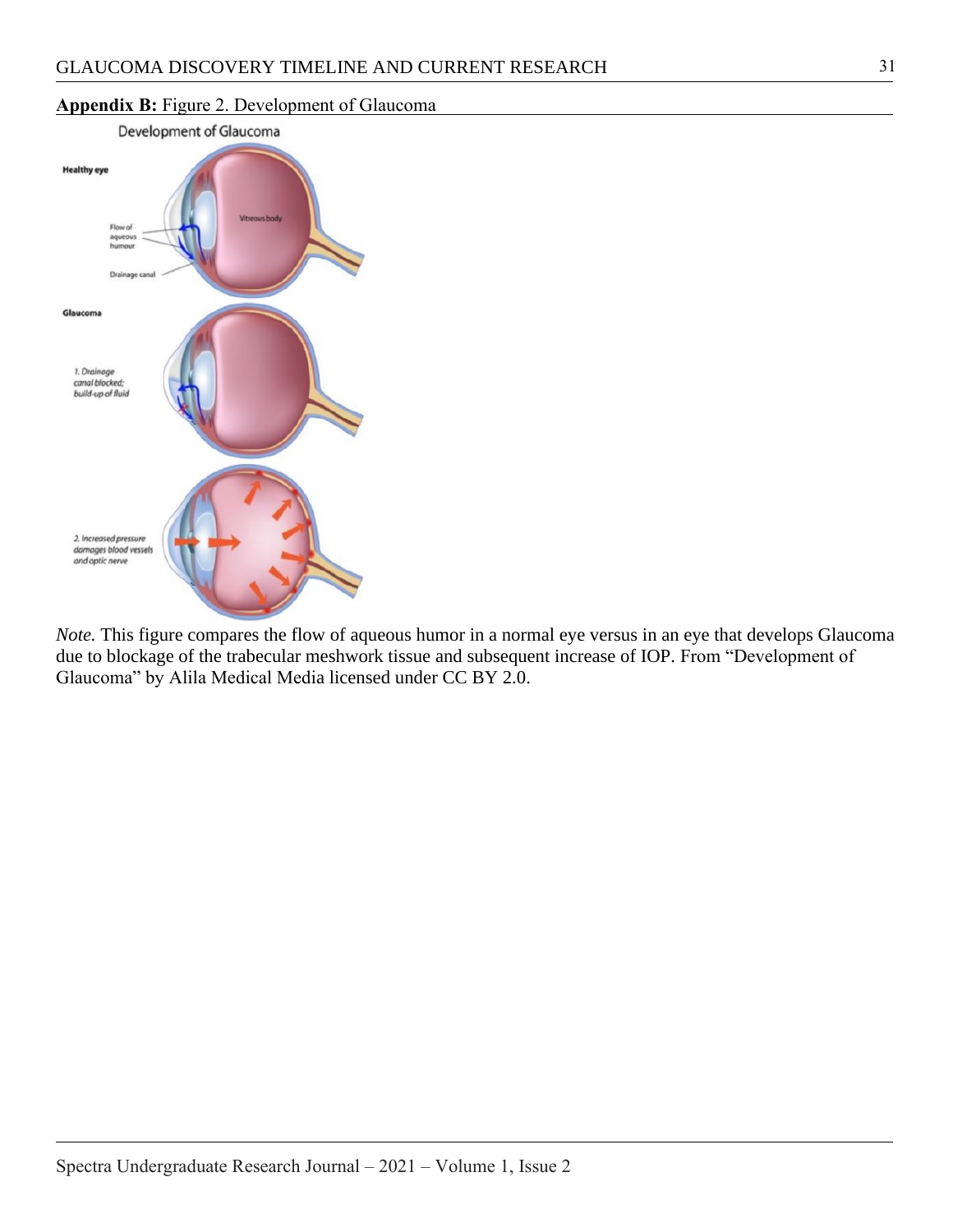**Appendix B:** Figure 2. Development of Glaucoma

*Note.* This figure compares the flow of aqueous humor in a normal eye versus in an eye that develops Glaucoma due to blockage of the trabecular meshwork tissue and subsequent increase of IOP. From "Development of Glaucoma" by Alila Medical Media licensed under CC BY 2.0.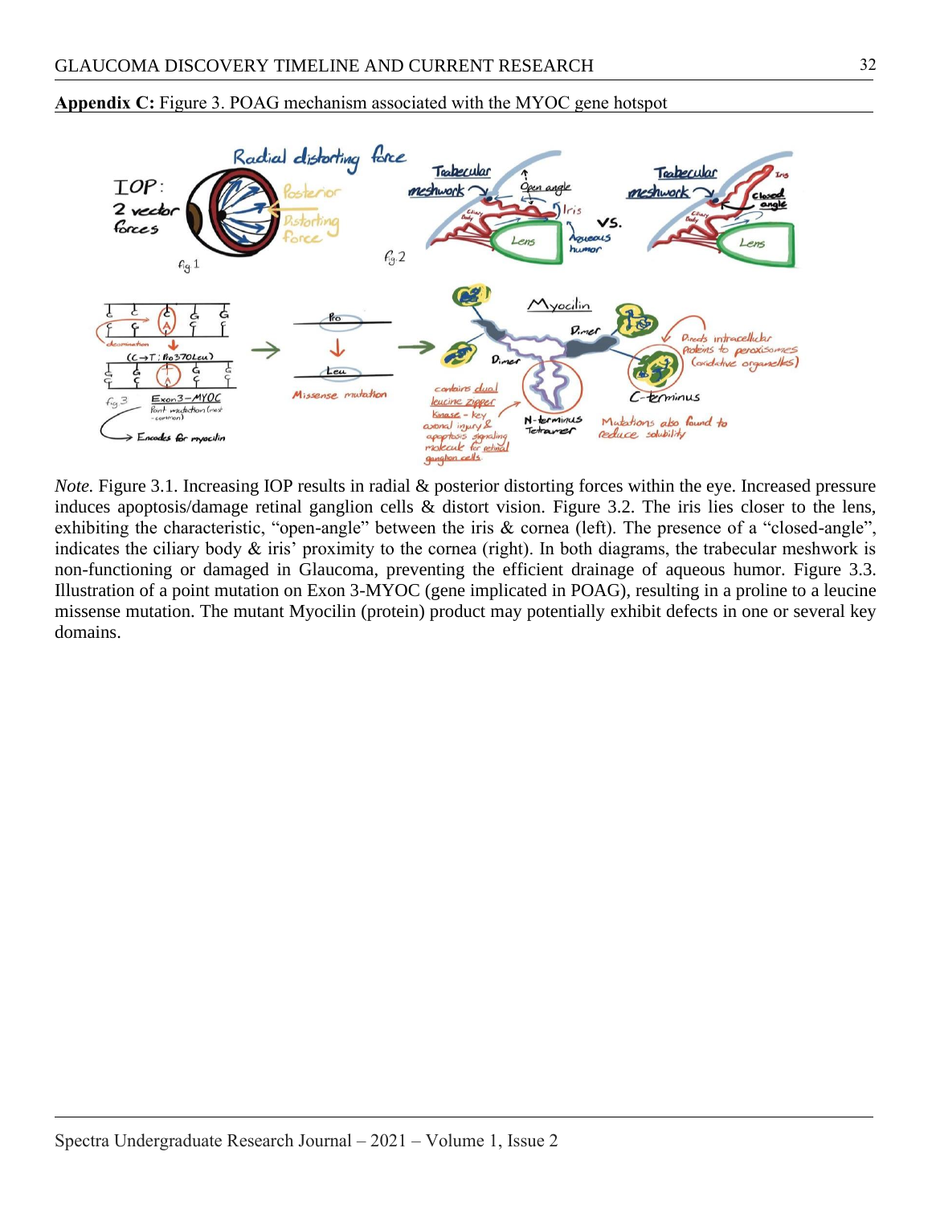**Appendix C:** Figure 3. POAG mechanism associated with the MYOC gene hotspot

*Note.* Figure 3.1. Increasing IOP results in radial & posterior distorting forces within the eye. Increased pressure induces apoptosis/damage retinal ganglion cells & distort vision. Figure 3.2. The iris lies closer to the lens, exhibiting the characteristic, "open-angle" between the iris & cornea (left). The presence of a "closed-angle", indicates the ciliary body & iris' proximity to the cornea (right). In both diagrams, the trabecular meshwork is non-functioning or damaged in Glaucoma, preventing the efficient drainage of aqueous humor. Figure 3.3. Illustration of a point mutation on Exon 3-MYOC (gene implicated in POAG), resulting in a proline to a leucine missense mutation. The mutant Myocilin (protein) product may potentially exhibit defects in one or several key domains.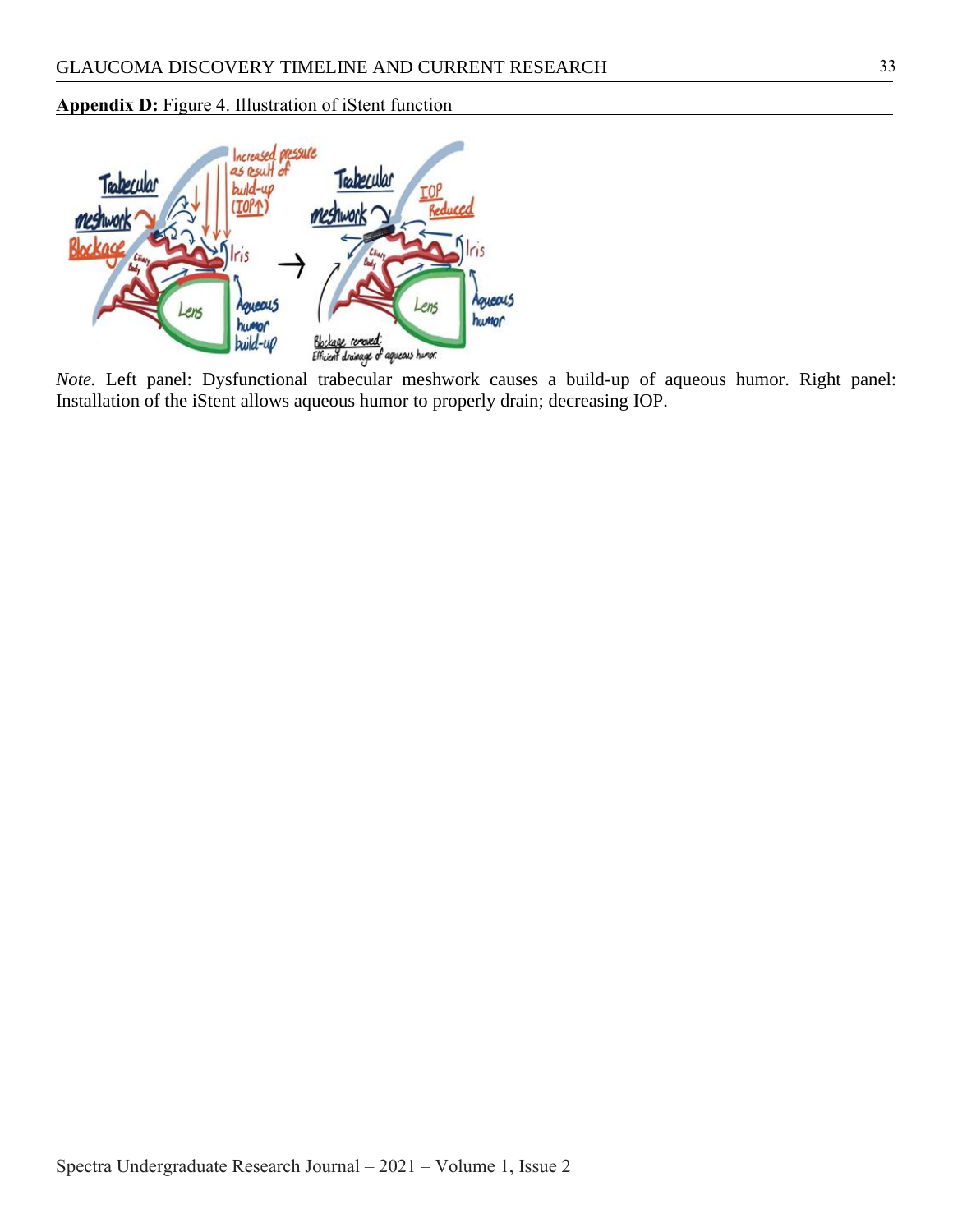**Appendix D:** Figure 4. Illustration of iStent function

*Note.* Left panel: Dysfunctional trabecular meshwork causes a build-up of aqueous humor. Right panel: Installation of the iStent allows aqueous humor to properly drain; decreasing IOP.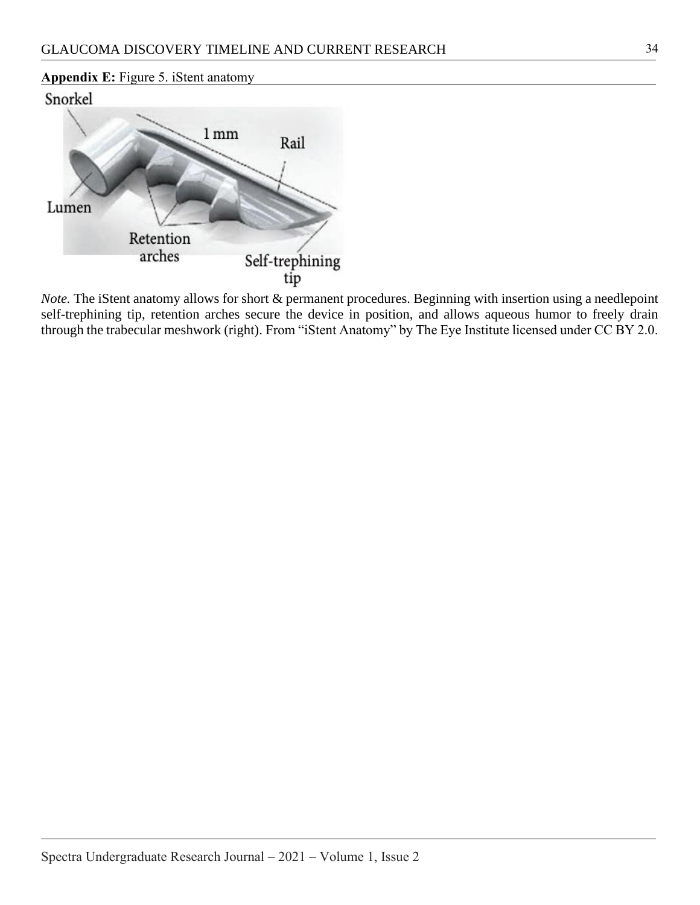**Appendix E:** Figure 5. iStent anatomy

Snorkel

1 mm

Rail

Lumen

Retention arches

Self-trephining tip

*Note.* The iStent anatomy allows for short & permanent procedures. Beginning with insertion using a needlepoint self-trephining tip, retention arches secure the device in position, and allows aqueous humor to freely drain through the trabecular meshwork (right). From "iStent Anatomy" by The Eye Institute licensed under CC BY 2.0.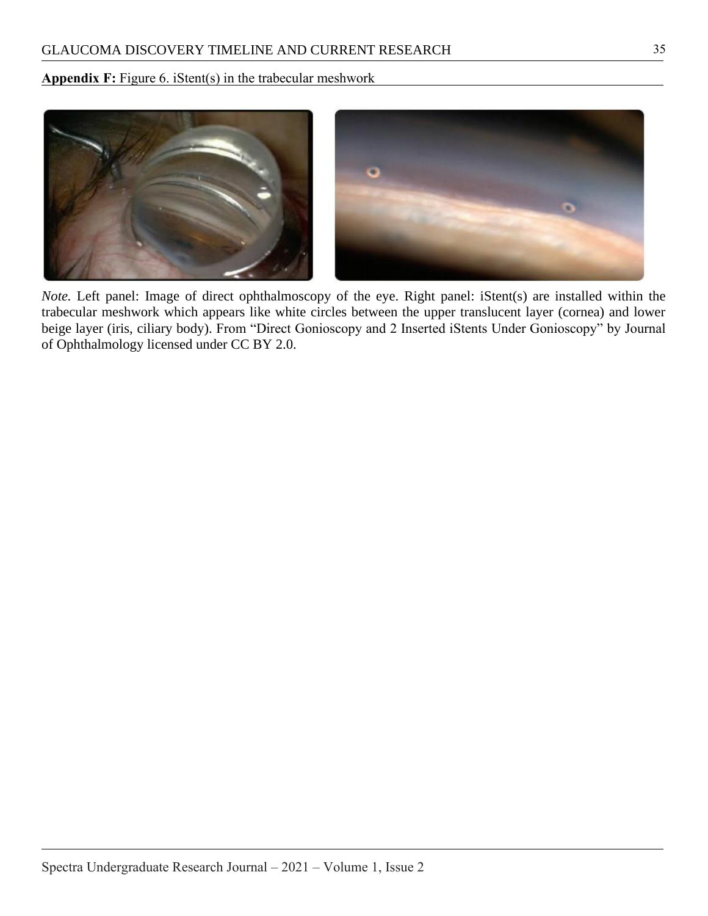**Appendix F:** Figure 6. iStent(s) in the trabecular meshwork

*Note.* Left panel: Image of direct ophthalmoscopy of the eye. Right panel: iStent(s) are installed within the trabecular meshwork which appears like white circles between the upper translucent layer (cornea) and lower beige layer (iris, ciliary body). From "Direct Gonioscopy and 2 Inserted iStents Under Gonioscopy" by Journal of Ophthalmology licensed under CC BY 2.0.